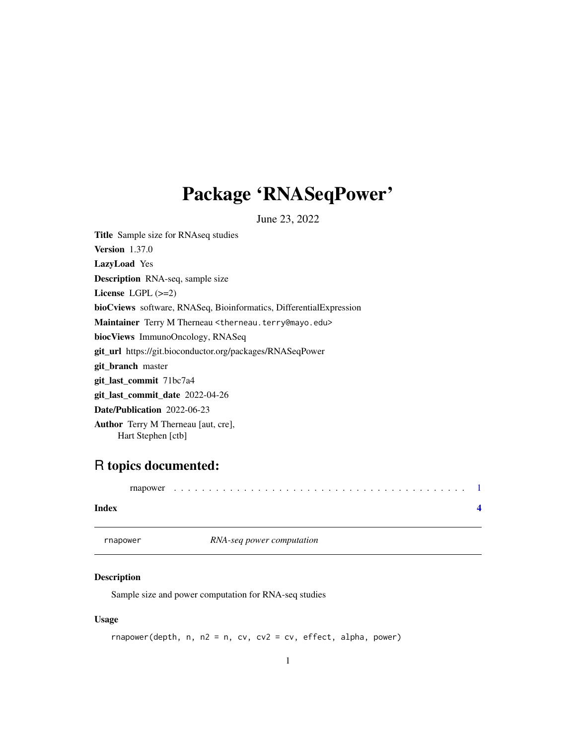# Package 'RNASeqPower'

June 23, 2022

**Title** Sample size for RNAseq studies

**Version** 1.37.0

**LazyLoad** Yes

**Description** RNA-seq, sample size

**License** LGPL (>=2)

**bioCviews** software, RNASeq, Bioinformatics, DifferentialExpression

**Maintainer** Terry M Therneau <therneau.terry@mayo.edu>

**biocViews** ImmunoOncology, RNASeq

**git_url** https://git.bioconductor.org/packages/RNASeqPower

**git_branch** master

**git_last_commit** 71bc7a4

**git_last_commit_date** 2022-04-26

**Date/Publication** 2022-06-23

**Author** Terry M Therneau [aut, cre],
Hart Stephen [ctb]

## R topics documented:

rnapower . . . . . . . . . . . . . . . . . . . . . . . . . . . . . . . . . . . . . . . . . 1

**Index** **4**

---

`rnapower` *RNA-seq power computation*

---

### Description

Sample size and power computation for RNA-seq studies

### Usage

```
rnapower(depth, n, n2 = n, cv, cv2 = cv, effect, alpha, power)
```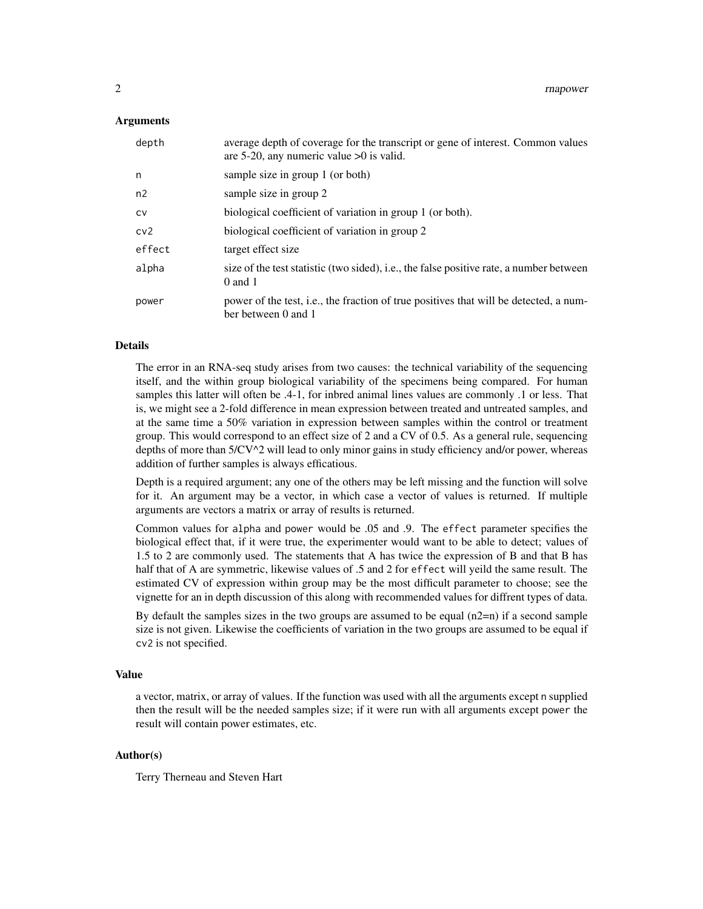### Arguments

| | |
|---|---|
| depth | average depth of coverage for the transcript or gene of interest. Common values are 5-20, any numeric value >0 is valid. |
| n | sample size in group 1 (or both) |
| n2 | sample size in group 2 |
| cv | biological coefficient of variation in group 1 (or both). |
| cv2 | biological coefficient of variation in group 2 |
| effect | target effect size |
| alpha | size of the test statistic (two sided), i.e., the false positive rate, a number between 0 and 1 |
| power | power of the test, i.e., the fraction of true positives that will be detected, a number between 0 and 1 |

### Details

The error in an RNA-seq study arises from two causes: the technical variability of the sequencing itself, and the within group biological variability of the specimens being compared. For human samples this latter will often be .4-1, for inbred animal lines values are commonly .1 or less. That is, we might see a 2-fold difference in mean expression between treated and untreated samples, and at the same time a 50% variation in expression between samples within the control or treatment group. This would correspond to an effect size of 2 and a CV of 0.5. As a general rule, sequencing depths of more than 5/CV^2 will lead to only minor gains in study efficiency and/or power, whereas addition of further samples is always efficatious.

Depth is a required argument; any one of the others may be left missing and the function will solve for it. An argument may be a vector, in which case a vector of values is returned. If multiple arguments are vectors a matrix or array of results is returned.

Common values for alpha and power would be .05 and .9. The effect parameter specifies the biological effect that, if it were true, the experimenter would want to be able to detect; values of 1.5 to 2 are commonly used. The statements that A has twice the expression of B and that B has half that of A are symmetric, likewise values of .5 and 2 for effect will yeild the same result. The estimated CV of expression within group may be the most difficult parameter to choose; see the vignette for an in depth discussion of this along with recommended values for diffrent types of data.

By default the samples sizes in the two groups are assumed to be equal (n2=n) if a second sample size is not given. Likewise the coefficients of variation in the two groups are assumed to be equal if cv2 is not specified.

### Value

a vector, matrix, or array of values. If the function was used with all the arguments except n supplied then the result will be the needed samples size; if it were run with all arguments except power the result will contain power estimates, etc.

### Author(s)

Terry Therneau and Steven Hart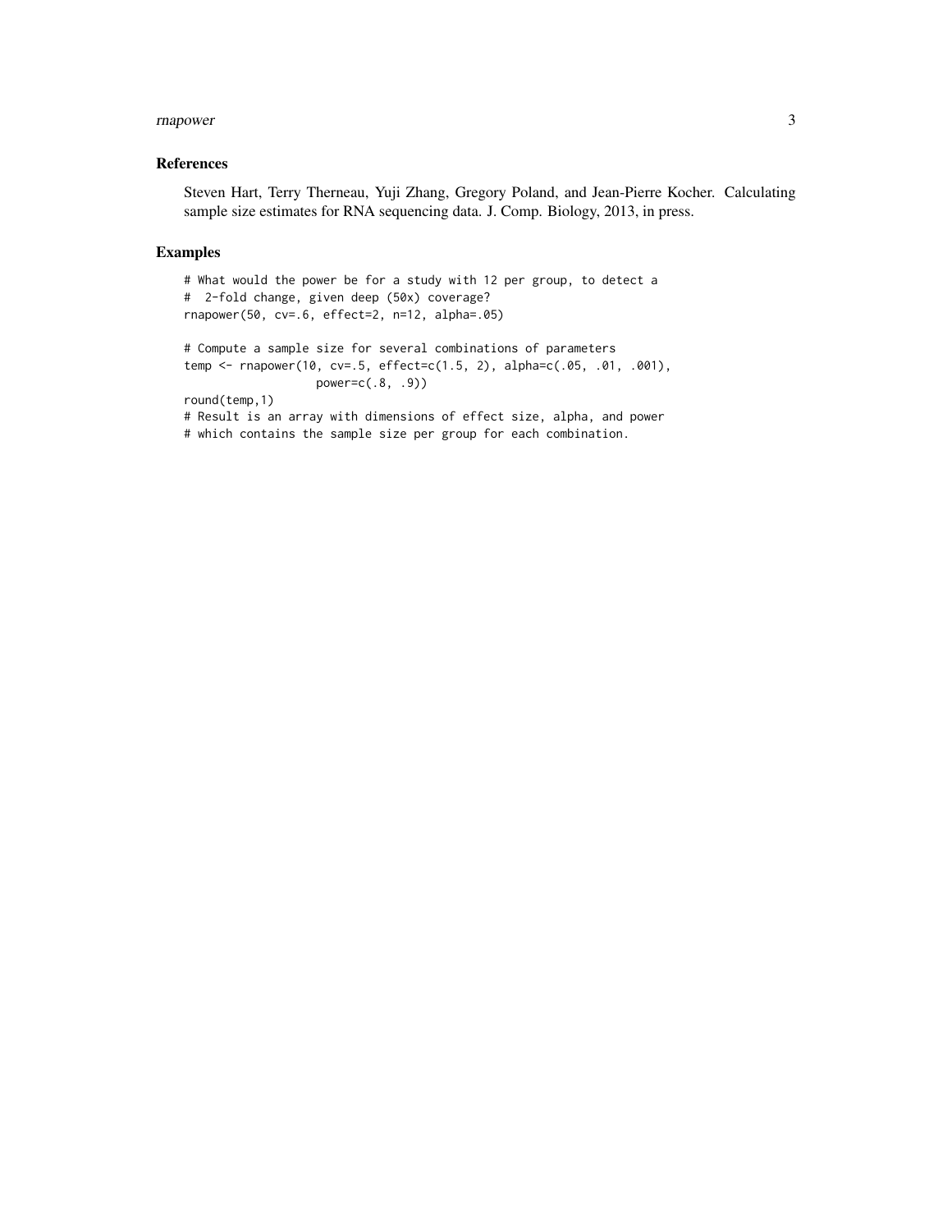## References

Steven Hart, Terry Therneau, Yuji Zhang, Gregory Poland, and Jean-Pierre Kocher. Calculating sample size estimates for RNA sequencing data. J. Comp. Biology, 2013, in press.

## Examples

```
# What would the power be for a study with 12 per group, to detect a
#  2-fold change, given deep (50x) coverage?
rnapower(50, cv=.6, effect=2, n=12, alpha=.05)

# Compute a sample size for several combinations of parameters
temp <- rnapower(10, cv=.5, effect=c(1.5, 2), alpha=c(.05, .01, .001),
                 power=c(.8, .9))
round(temp,1)
# Result is an array with dimensions of effect size, alpha, and power
# which contains the sample size per group for each combination.
```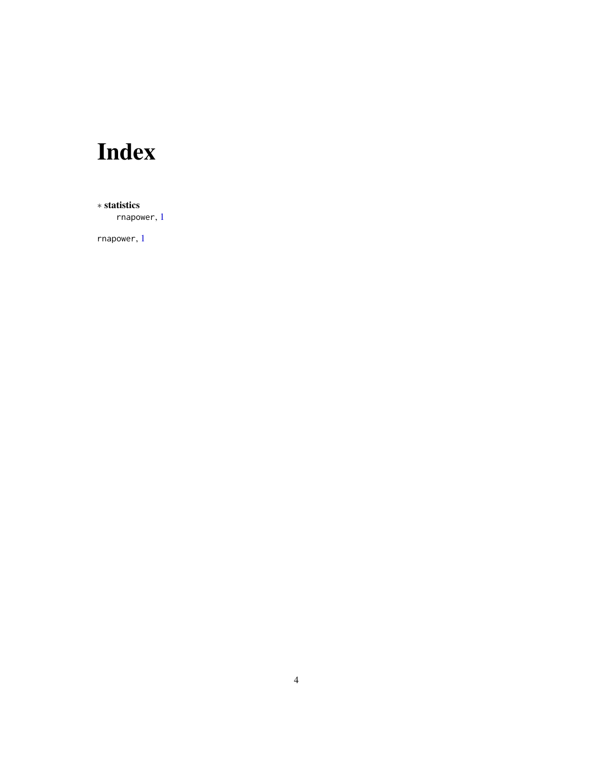# Index

∗ **statistics**
    rnapower, 1

rnapower, 1